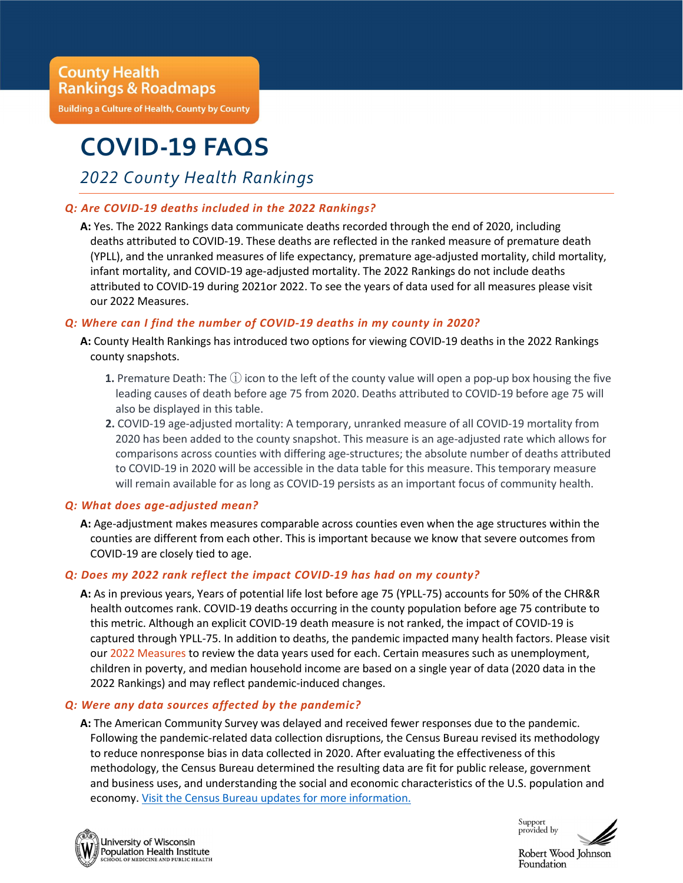County Health Rankings & Roadmaps

Building a Culture of Health, County by County

# COVID-19 FAQS

## *2022 County Health Rankings*

### *Q: Are COVID-19 deaths included in the 2022 Rankings?*

**A:** Yes. The 2022 Rankings data communicate deaths recorded through the end of 2020, including deaths attributed to COVID-19. These deaths are reflected in the ranked measure of premature death (YPLL), and the unranked measures of life expectancy, premature age-adjusted mortality, child mortality, infant mortality, and COVID-19 age-adjusted mortality. The 2022 Rankings do not include deaths attributed to COVID-19 during 2021or 2022. To see the years of data used for all measures please visit our 2022 Measures.

### *Q: Where can I find the number of COVID-19 deaths in my county in 2020?*

**A:** County Health Rankings has introduced two options for viewing COVID-19 deaths in the 2022 Rankings county snapshots.

1. Premature Death: The ⓘ icon to the left of the county value will open a pop-up box housing the five leading causes of death before age 75 from 2020. Deaths attributed to COVID-19 before age 75 will also be displayed in this table.
2. COVID-19 age-adjusted mortality: A temporary, unranked measure of all COVID-19 mortality from 2020 has been added to the county snapshot. This measure is an age-adjusted rate which allows for comparisons across counties with differing age-structures; the absolute number of deaths attributed to COVID-19 in 2020 will be accessible in the data table for this measure. This temporary measure will remain available for as long as COVID-19 persists as an important focus of community health.

### *Q: What does age-adjusted mean?*

**A:** Age-adjustment makes measures comparable across counties even when the age structures within the counties are different from each other. This is important because we know that severe outcomes from COVID-19 are closely tied to age.

### *Q: Does my 2022 rank reflect the impact COVID-19 has had on my county?*

**A:** As in previous years, Years of potential life lost before age 75 (YPLL-75) accounts for 50% of the CHR&R health outcomes rank. COVID-19 deaths occurring in the county population before age 75 contribute to this metric. Although an explicit COVID-19 death measure is not ranked, the impact of COVID-19 is captured through YPLL-75. In addition to deaths, the pandemic impacted many health factors. Please visit our 2022 Measures to review the data years used for each. Certain measures such as unemployment, children in poverty, and median household income are based on a single year of data (2020 data in the 2022 Rankings) and may reflect pandemic-induced changes.

### *Q: Were any data sources affected by the pandemic?*

**A:** The American Community Survey was delayed and received fewer responses due to the pandemic. Following the pandemic-related data collection disruptions, the Census Bureau revised its methodology to reduce nonresponse bias in data collected in 2020. After evaluating the effectiveness of this methodology, the Census Bureau determined the resulting data are fit for public release, government and business uses, and understanding the social and economic characteristics of the U.S. population and economy. Visit the Census Bureau updates for more information.

University of Wisconsin Population Health Institute
SCHOOL OF MEDICINE AND PUBLIC HEALTH

Support provided by Robert Wood Johnson Foundation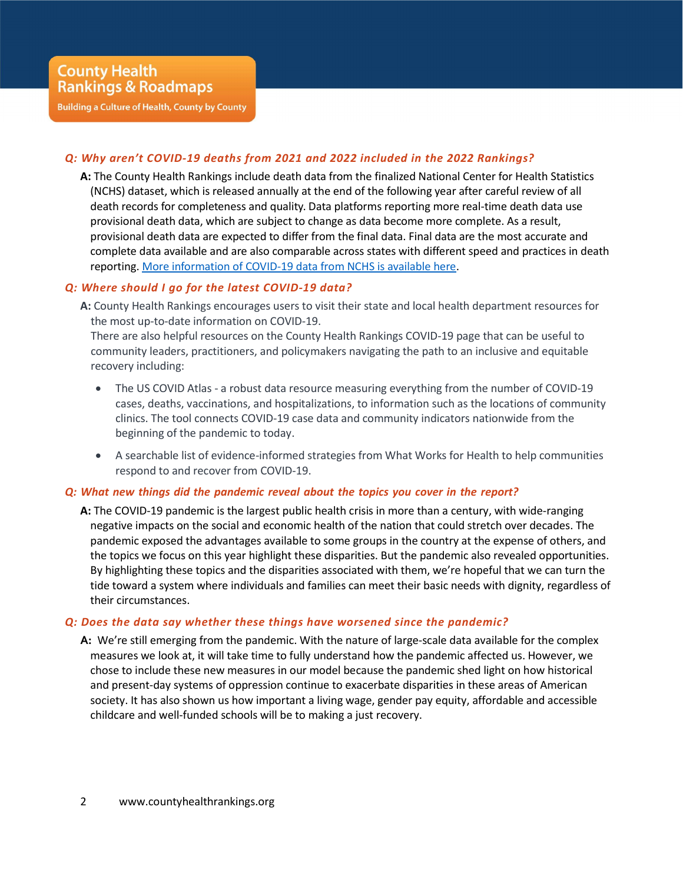***Q: Why aren't COVID-19 deaths from 2021 and 2022 included in the 2022 Rankings?***

**A:** The County Health Rankings include death data from the finalized National Center for Health Statistics (NCHS) dataset, which is released annually at the end of the following year after careful review of all death records for completeness and quality. Data platforms reporting more real-time death data use provisional death data, which are subject to change as data become more complete. As a result, provisional death data are expected to differ from the final data. Final data are the most accurate and complete data available and are also comparable across states with different speed and practices in death reporting. More information of COVID-19 data from NCHS is available here.

***Q: Where should I go for the latest COVID-19 data?***

**A:** County Health Rankings encourages users to visit their state and local health department resources for the most up-to-date information on COVID-19.
There are also helpful resources on the County Health Rankings COVID-19 page that can be useful to community leaders, practitioners, and policymakers navigating the path to an inclusive and equitable recovery including:

- The US COVID Atlas - a robust data resource measuring everything from the number of COVID-19 cases, deaths, vaccinations, and hospitalizations, to information such as the locations of community clinics. The tool connects COVID-19 case data and community indicators nationwide from the beginning of the pandemic to today.
- A searchable list of evidence-informed strategies from What Works for Health to help communities respond to and recover from COVID-19.

***Q: What new things did the pandemic reveal about the topics you cover in the report?***

**A:** The COVID-19 pandemic is the largest public health crisis in more than a century, with wide-ranging negative impacts on the social and economic health of the nation that could stretch over decades. The pandemic exposed the advantages available to some groups in the country at the expense of others, and the topics we focus on this year highlight these disparities. But the pandemic also revealed opportunities. By highlighting these topics and the disparities associated with them, we're hopeful that we can turn the tide toward a system where individuals and families can meet their basic needs with dignity, regardless of their circumstances.

***Q: Does the data say whether these things have worsened since the pandemic?***

**A:** We're still emerging from the pandemic. With the nature of large-scale data available for the complex measures we look at, it will take time to fully understand how the pandemic affected us. However, we chose to include these new measures in our model because the pandemic shed light on how historical and present-day systems of oppression continue to exacerbate disparities in these areas of American society. It has also shown us how important a living wage, gender pay equity, affordable and accessible childcare and well-funded schools will be to making a just recovery.